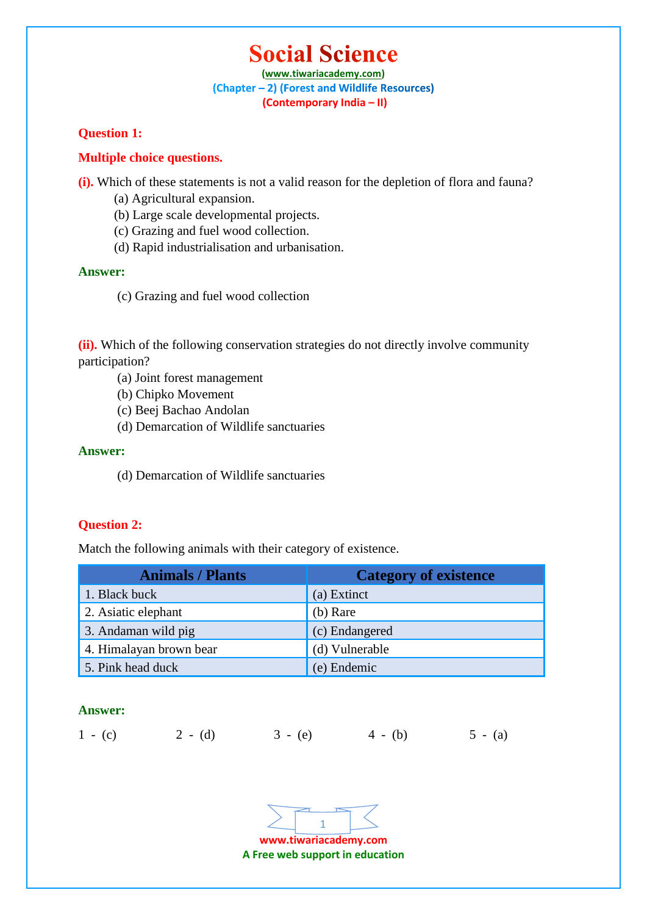# Social Science

(www.tiwariacademy.com)

(Chapter – 2) (Forest and Wildlife Resources)

(Contemporary India – II)

**Question 1:**

**Multiple choice questions.**

**(i).** Which of these statements is not a valid reason for the depletion of flora and fauna?

(a) Agricultural expansion.
(b) Large scale developmental projects.
(c) Grazing and fuel wood collection.
(d) Rapid industrialisation and urbanisation.

**Answer:**

(c) Grazing and fuel wood collection

**(ii).** Which of the following conservation strategies do not directly involve community participation?

(a) Joint forest management
(b) Chipko Movement
(c) Beej Bachao Andolan
(d) Demarcation of Wildlife sanctuaries

**Answer:**

(d) Demarcation of Wildlife sanctuaries

**Question 2:**

Match the following animals with their category of existence.

| Animals / Plants | Category of existence |
|---|---|
| 1. Black buck | (a) Extinct |
| 2. Asiatic elephant | (b) Rare |
| 3. Andaman wild pig | (c) Endangered |
| 4. Himalayan brown bear | (d) Vulnerable |
| 5. Pink head duck | (e) Endemic |

**Answer:**

1 - (c) 2 - (d) 3 - (e) 4 - (b) 5 - (a)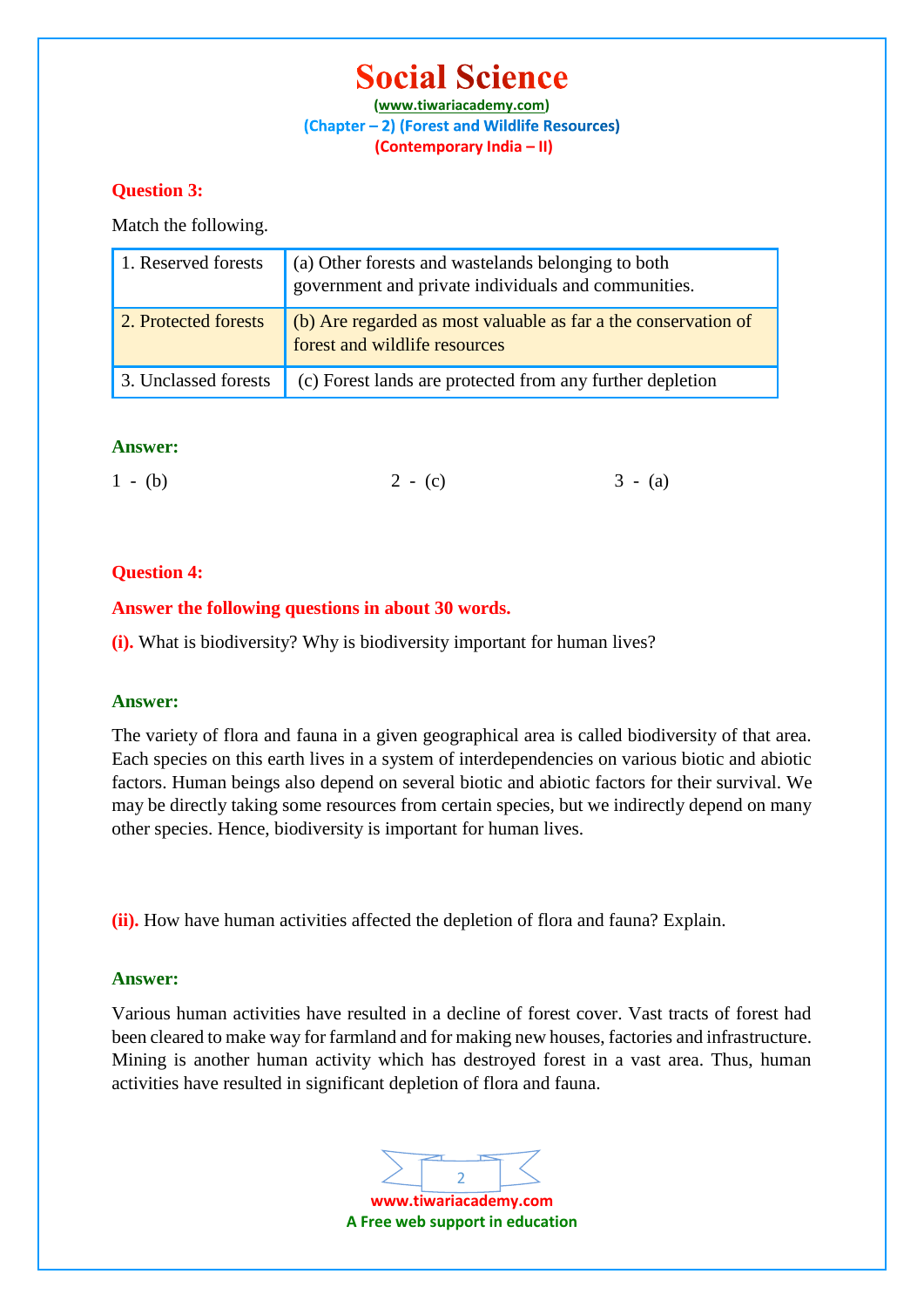**Question 3:**

Match the following.

| | |
|---|---|
| 1. Reserved forests | (a) Other forests and wastelands belonging to both government and private individuals and communities. |
| 2. Protected forests | (b) Are regarded as most valuable as far a the conservation of forest and wildlife resources |
| 3. Unclassed forests | (c) Forest lands are protected from any further depletion |

**Answer:**

1 - (b) 2 - (c) 3 - (a)

**Question 4:**

**Answer the following questions in about 30 words.**

**(i).** What is biodiversity? Why is biodiversity important for human lives?

**Answer:**

The variety of flora and fauna in a given geographical area is called biodiversity of that area. Each species on this earth lives in a system of interdependencies on various biotic and abiotic factors. Human beings also depend on several biotic and abiotic factors for their survival. We may be directly taking some resources from certain species, but we indirectly depend on many other species. Hence, biodiversity is important for human lives.

**(ii).** How have human activities affected the depletion of flora and fauna? Explain.

**Answer:**

Various human activities have resulted in a decline of forest cover. Vast tracts of forest had been cleared to make way for farmland and for making new houses, factories and infrastructure. Mining is another human activity which has destroyed forest in a vast area. Thus, human activities have resulted in significant depletion of flora and fauna.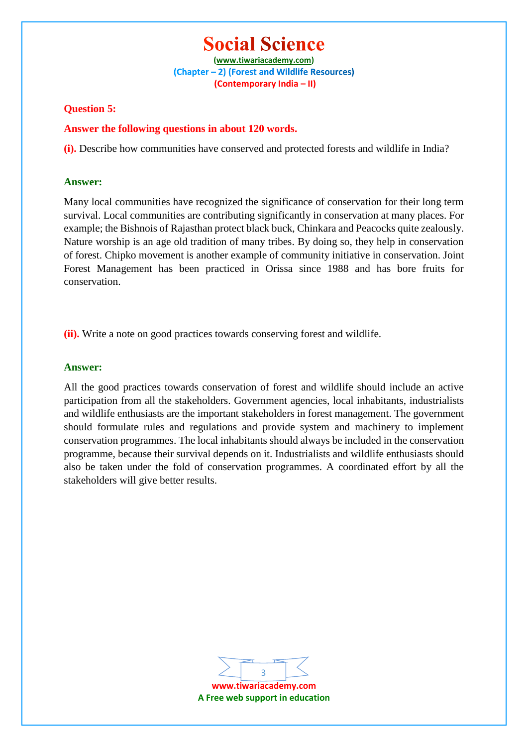**Question 5:**

**Answer the following questions in about 120 words.**

**(i).** Describe how communities have conserved and protected forests and wildlife in India?

**Answer:**

Many local communities have recognized the significance of conservation for their long term survival. Local communities are contributing significantly in conservation at many places. For example; the Bishnois of Rajasthan protect black buck, Chinkara and Peacocks quite zealously. Nature worship is an age old tradition of many tribes. By doing so, they help in conservation of forest. Chipko movement is another example of community initiative in conservation. Joint Forest Management has been practiced in Orissa since 1988 and has bore fruits for conservation.

**(ii).** Write a note on good practices towards conserving forest and wildlife.

**Answer:**

All the good practices towards conservation of forest and wildlife should include an active participation from all the stakeholders. Government agencies, local inhabitants, industrialists and wildlife enthusiasts are the important stakeholders in forest management. The government should formulate rules and regulations and provide system and machinery to implement conservation programmes. The local inhabitants should always be included in the conservation programme, because their survival depends on it. Industrialists and wildlife enthusiasts should also be taken under the fold of conservation programmes. A coordinated effort by all the stakeholders will give better results.